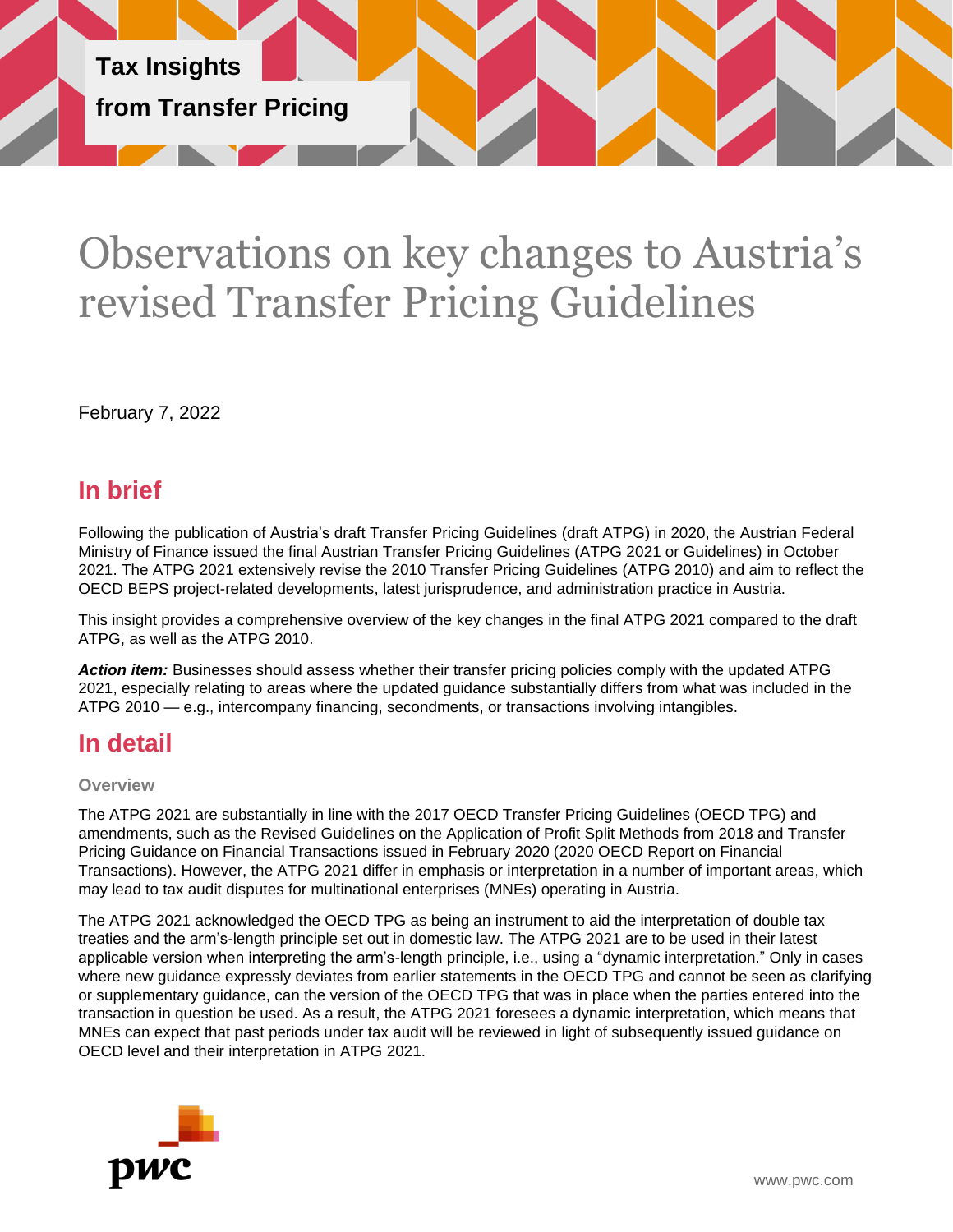Tax Insights

from Transfer Pricing

# Observations on key changes to Austria's revised Transfer Pricing Guidelines

February 7, 2022

## In brief

Following the publication of Austria's draft Transfer Pricing Guidelines (draft ATPG) in 2020, the Austrian Federal Ministry of Finance issued the final Austrian Transfer Pricing Guidelines (ATPG 2021 or Guidelines) in October 2021. The ATPG 2021 extensively revise the 2010 Transfer Pricing Guidelines (ATPG 2010) and aim to reflect the OECD BEPS project-related developments, latest jurisprudence, and administration practice in Austria.

This insight provides a comprehensive overview of the key changes in the final ATPG 2021 compared to the draft ATPG, as well as the ATPG 2010.

***Action item:*** Businesses should assess whether their transfer pricing policies comply with the updated ATPG 2021, especially relating to areas where the updated guidance substantially differs from what was included in the ATPG 2010 — e.g., intercompany financing, secondments, or transactions involving intangibles.

## In detail

### Overview

The ATPG 2021 are substantially in line with the 2017 OECD Transfer Pricing Guidelines (OECD TPG) and amendments, such as the Revised Guidelines on the Application of Profit Split Methods from 2018 and Transfer Pricing Guidance on Financial Transactions issued in February 2020 (2020 OECD Report on Financial Transactions). However, the ATPG 2021 differ in emphasis or interpretation in a number of important areas, which may lead to tax audit disputes for multinational enterprises (MNEs) operating in Austria.

The ATPG 2021 acknowledged the OECD TPG as being an instrument to aid the interpretation of double tax treaties and the arm's-length principle set out in domestic law. The ATPG 2021 are to be used in their latest applicable version when interpreting the arm's-length principle, i.e., using a "dynamic interpretation." Only in cases where new guidance expressly deviates from earlier statements in the OECD TPG and cannot be seen as clarifying or supplementary guidance, can the version of the OECD TPG that was in place when the parties entered into the transaction in question be used. As a result, the ATPG 2021 foresees a dynamic interpretation, which means that MNEs can expect that past periods under tax audit will be reviewed in light of subsequently issued guidance on OECD level and their interpretation in ATPG 2021.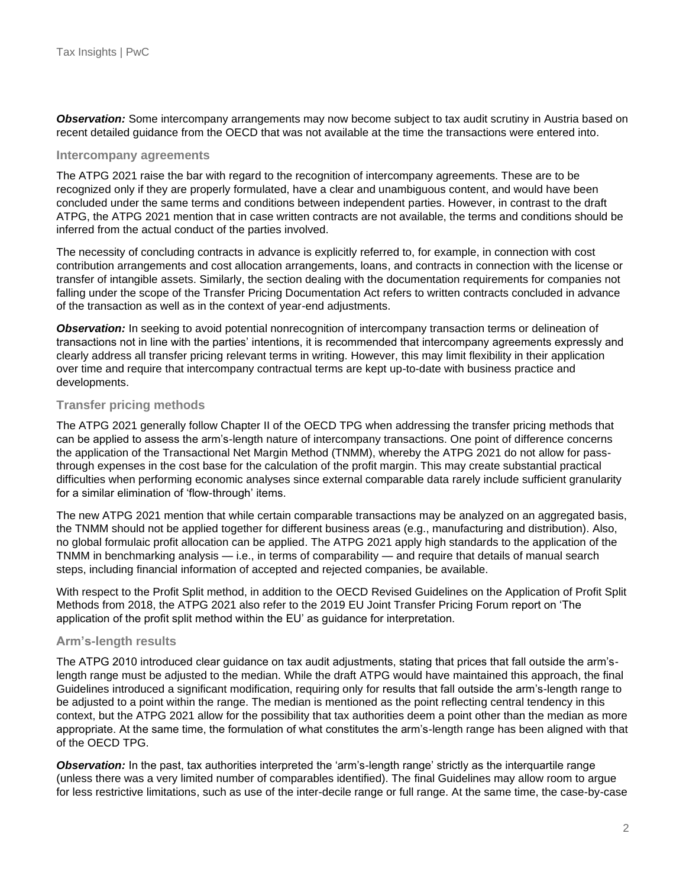***Observation:*** Some intercompany arrangements may now become subject to tax audit scrutiny in Austria based on recent detailed guidance from the OECD that was not available at the time the transactions were entered into.

### Intercompany agreements

The ATPG 2021 raise the bar with regard to the recognition of intercompany agreements. These are to be recognized only if they are properly formulated, have a clear and unambiguous content, and would have been concluded under the same terms and conditions between independent parties. However, in contrast to the draft ATPG, the ATPG 2021 mention that in case written contracts are not available, the terms and conditions should be inferred from the actual conduct of the parties involved.

The necessity of concluding contracts in advance is explicitly referred to, for example, in connection with cost contribution arrangements and cost allocation arrangements, loans, and contracts in connection with the license or transfer of intangible assets. Similarly, the section dealing with the documentation requirements for companies not falling under the scope of the Transfer Pricing Documentation Act refers to written contracts concluded in advance of the transaction as well as in the context of year-end adjustments.

***Observation:*** In seeking to avoid potential nonrecognition of intercompany transaction terms or delineation of transactions not in line with the parties' intentions, it is recommended that intercompany agreements expressly and clearly address all transfer pricing relevant terms in writing. However, this may limit flexibility in their application over time and require that intercompany contractual terms are kept up-to-date with business practice and developments.

### Transfer pricing methods

The ATPG 2021 generally follow Chapter II of the OECD TPG when addressing the transfer pricing methods that can be applied to assess the arm's-length nature of intercompany transactions. One point of difference concerns the application of the Transactional Net Margin Method (TNMM), whereby the ATPG 2021 do not allow for pass-through expenses in the cost base for the calculation of the profit margin. This may create substantial practical difficulties when performing economic analyses since external comparable data rarely include sufficient granularity for a similar elimination of 'flow-through' items.

The new ATPG 2021 mention that while certain comparable transactions may be analyzed on an aggregated basis, the TNMM should not be applied together for different business areas (e.g., manufacturing and distribution). Also, no global formulaic profit allocation can be applied. The ATPG 2021 apply high standards to the application of the TNMM in benchmarking analysis — i.e., in terms of comparability — and require that details of manual search steps, including financial information of accepted and rejected companies, be available.

With respect to the Profit Split method, in addition to the OECD Revised Guidelines on the Application of Profit Split Methods from 2018, the ATPG 2021 also refer to the 2019 EU Joint Transfer Pricing Forum report on 'The application of the profit split method within the EU' as guidance for interpretation.

### Arm's-length results

The ATPG 2010 introduced clear guidance on tax audit adjustments, stating that prices that fall outside the arm's-length range must be adjusted to the median. While the draft ATPG would have maintained this approach, the final Guidelines introduced a significant modification, requiring only for results that fall outside the arm's-length range to be adjusted to a point within the range. The median is mentioned as the point reflecting central tendency in this context, but the ATPG 2021 allow for the possibility that tax authorities deem a point other than the median as more appropriate. At the same time, the formulation of what constitutes the arm's-length range has been aligned with that of the OECD TPG.

***Observation:*** In the past, tax authorities interpreted the 'arm's-length range' strictly as the interquartile range (unless there was a very limited number of comparables identified). The final Guidelines may allow room to argue for less restrictive limitations, such as use of the inter-decile range or full range. At the same time, the case-by-case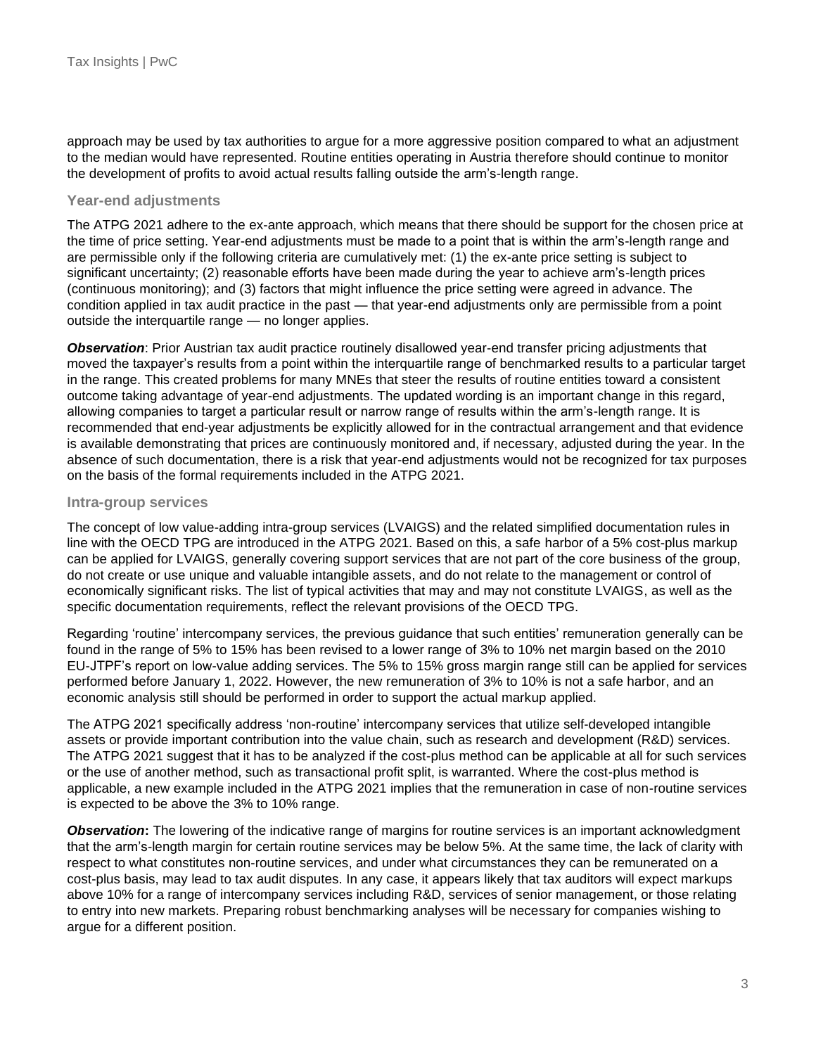approach may be used by tax authorities to argue for a more aggressive position compared to what an adjustment to the median would have represented. Routine entities operating in Austria therefore should continue to monitor the development of profits to avoid actual results falling outside the arm's-length range.

### Year-end adjustments

The ATPG 2021 adhere to the ex-ante approach, which means that there should be support for the chosen price at the time of price setting. Year-end adjustments must be made to a point that is within the arm's-length range and are permissible only if the following criteria are cumulatively met: (1) the ex-ante price setting is subject to significant uncertainty; (2) reasonable efforts have been made during the year to achieve arm's-length prices (continuous monitoring); and (3) factors that might influence the price setting were agreed in advance. The condition applied in tax audit practice in the past — that year-end adjustments only are permissible from a point outside the interquartile range — no longer applies.

***Observation***: Prior Austrian tax audit practice routinely disallowed year-end transfer pricing adjustments that moved the taxpayer's results from a point within the interquartile range of benchmarked results to a particular target in the range. This created problems for many MNEs that steer the results of routine entities toward a consistent outcome taking advantage of year-end adjustments. The updated wording is an important change in this regard, allowing companies to target a particular result or narrow range of results within the arm's-length range. It is recommended that end-year adjustments be explicitly allowed for in the contractual arrangement and that evidence is available demonstrating that prices are continuously monitored and, if necessary, adjusted during the year. In the absence of such documentation, there is a risk that year-end adjustments would not be recognized for tax purposes on the basis of the formal requirements included in the ATPG 2021.

### Intra-group services

The concept of low value-adding intra-group services (LVAIGS) and the related simplified documentation rules in line with the OECD TPG are introduced in the ATPG 2021. Based on this, a safe harbor of a 5% cost-plus markup can be applied for LVAIGS, generally covering support services that are not part of the core business of the group, do not create or use unique and valuable intangible assets, and do not relate to the management or control of economically significant risks. The list of typical activities that may and may not constitute LVAIGS, as well as the specific documentation requirements, reflect the relevant provisions of the OECD TPG.

Regarding 'routine' intercompany services, the previous guidance that such entities' remuneration generally can be found in the range of 5% to 15% has been revised to a lower range of 3% to 10% net margin based on the 2010 EU-JTPF's report on low-value adding services. The 5% to 15% gross margin range still can be applied for services performed before January 1, 2022. However, the new remuneration of 3% to 10% is not a safe harbor, and an economic analysis still should be performed in order to support the actual markup applied.

The ATPG 2021 specifically address 'non-routine' intercompany services that utilize self-developed intangible assets or provide important contribution into the value chain, such as research and development (R&D) services. The ATPG 2021 suggest that it has to be analyzed if the cost-plus method can be applicable at all for such services or the use of another method, such as transactional profit split, is warranted. Where the cost-plus method is applicable, a new example included in the ATPG 2021 implies that the remuneration in case of non-routine services is expected to be above the 3% to 10% range.

***Observation*****:** The lowering of the indicative range of margins for routine services is an important acknowledgment that the arm's-length margin for certain routine services may be below 5%. At the same time, the lack of clarity with respect to what constitutes non-routine services, and under what circumstances they can be remunerated on a cost-plus basis, may lead to tax audit disputes. In any case, it appears likely that tax auditors will expect markups above 10% for a range of intercompany services including R&D, services of senior management, or those relating to entry into new markets. Preparing robust benchmarking analyses will be necessary for companies wishing to argue for a different position.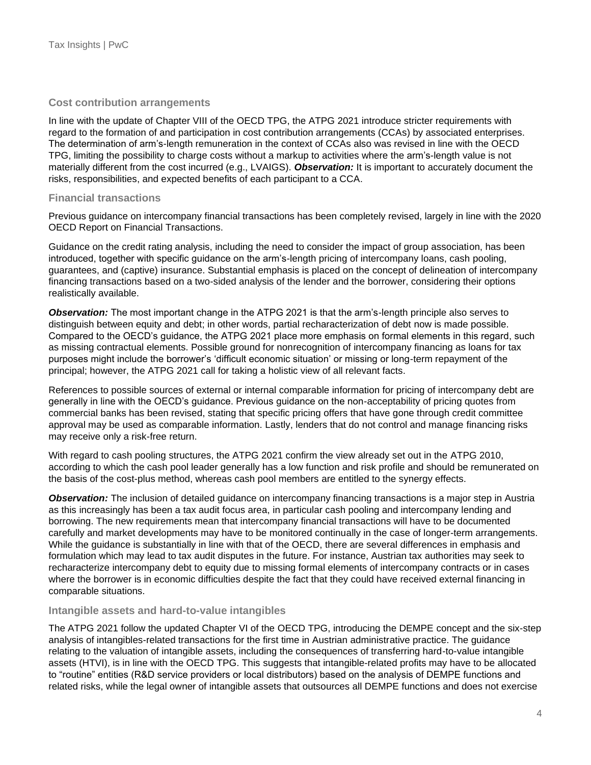## Cost contribution arrangements

In line with the update of Chapter VIII of the OECD TPG, the ATPG 2021 introduce stricter requirements with regard to the formation of and participation in cost contribution arrangements (CCAs) by associated enterprises. The determination of arm's-length remuneration in the context of CCAs also was revised in line with the OECD TPG, limiting the possibility to charge costs without a markup to activities where the arm's-length value is not materially different from the cost incurred (e.g., LVAIGS). ***Observation:*** It is important to accurately document the risks, responsibilities, and expected benefits of each participant to a CCA.

## Financial transactions

Previous guidance on intercompany financial transactions has been completely revised, largely in line with the 2020 OECD Report on Financial Transactions.

Guidance on the credit rating analysis, including the need to consider the impact of group association, has been introduced, together with specific guidance on the arm's-length pricing of intercompany loans, cash pooling, guarantees, and (captive) insurance. Substantial emphasis is placed on the concept of delineation of intercompany financing transactions based on a two-sided analysis of the lender and the borrower, considering their options realistically available.

***Observation:*** The most important change in the ATPG 2021 is that the arm's-length principle also serves to distinguish between equity and debt; in other words, partial recharacterization of debt now is made possible. Compared to the OECD's guidance, the ATPG 2021 place more emphasis on formal elements in this regard, such as missing contractual elements. Possible ground for nonrecognition of intercompany financing as loans for tax purposes might include the borrower's 'difficult economic situation' or missing or long-term repayment of the principal; however, the ATPG 2021 call for taking a holistic view of all relevant facts.

References to possible sources of external or internal comparable information for pricing of intercompany debt are generally in line with the OECD's guidance. Previous guidance on the non-acceptability of pricing quotes from commercial banks has been revised, stating that specific pricing offers that have gone through credit committee approval may be used as comparable information. Lastly, lenders that do not control and manage financing risks may receive only a risk-free return.

With regard to cash pooling structures, the ATPG 2021 confirm the view already set out in the ATPG 2010, according to which the cash pool leader generally has a low function and risk profile and should be remunerated on the basis of the cost-plus method, whereas cash pool members are entitled to the synergy effects.

***Observation:*** The inclusion of detailed guidance on intercompany financing transactions is a major step in Austria as this increasingly has been a tax audit focus area, in particular cash pooling and intercompany lending and borrowing. The new requirements mean that intercompany financial transactions will have to be documented carefully and market developments may have to be monitored continually in the case of longer-term arrangements. While the guidance is substantially in line with that of the OECD, there are several differences in emphasis and formulation which may lead to tax audit disputes in the future. For instance, Austrian tax authorities may seek to recharacterize intercompany debt to equity due to missing formal elements of intercompany contracts or in cases where the borrower is in economic difficulties despite the fact that they could have received external financing in comparable situations.

## Intangible assets and hard-to-value intangibles

The ATPG 2021 follow the updated Chapter VI of the OECD TPG, introducing the DEMPE concept and the six-step analysis of intangibles-related transactions for the first time in Austrian administrative practice. The guidance relating to the valuation of intangible assets, including the consequences of transferring hard-to-value intangible assets (HTVI), is in line with the OECD TPG. This suggests that intangible-related profits may have to be allocated to "routine" entities (R&D service providers or local distributors) based on the analysis of DEMPE functions and related risks, while the legal owner of intangible assets that outsources all DEMPE functions and does not exercise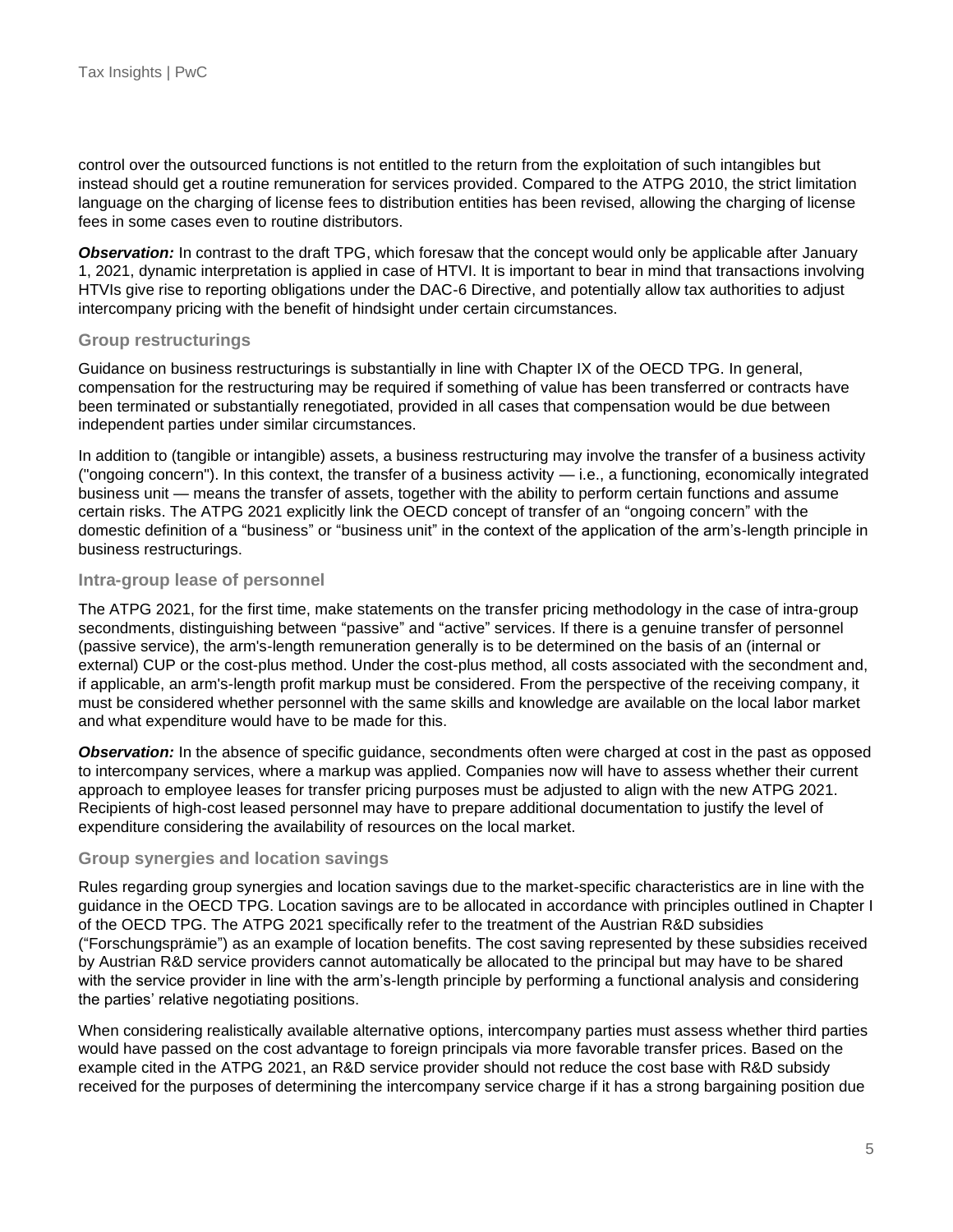control over the outsourced functions is not entitled to the return from the exploitation of such intangibles but instead should get a routine remuneration for services provided. Compared to the ATPG 2010, the strict limitation language on the charging of license fees to distribution entities has been revised, allowing the charging of license fees in some cases even to routine distributors.

***Observation:*** In contrast to the draft TPG, which foresaw that the concept would only be applicable after January 1, 2021, dynamic interpretation is applied in case of HTVI. It is important to bear in mind that transactions involving HTVIs give rise to reporting obligations under the DAC-6 Directive, and potentially allow tax authorities to adjust intercompany pricing with the benefit of hindsight under certain circumstances.

### Group restructurings

Guidance on business restructurings is substantially in line with Chapter IX of the OECD TPG. In general, compensation for the restructuring may be required if something of value has been transferred or contracts have been terminated or substantially renegotiated, provided in all cases that compensation would be due between independent parties under similar circumstances.

In addition to (tangible or intangible) assets, a business restructuring may involve the transfer of a business activity ("ongoing concern"). In this context, the transfer of a business activity — i.e., a functioning, economically integrated business unit — means the transfer of assets, together with the ability to perform certain functions and assume certain risks. The ATPG 2021 explicitly link the OECD concept of transfer of an "ongoing concern" with the domestic definition of a "business" or "business unit" in the context of the application of the arm's-length principle in business restructurings.

### Intra-group lease of personnel

The ATPG 2021, for the first time, make statements on the transfer pricing methodology in the case of intra-group secondments, distinguishing between "passive" and "active" services. If there is a genuine transfer of personnel (passive service), the arm's-length remuneration generally is to be determined on the basis of an (internal or external) CUP or the cost-plus method. Under the cost-plus method, all costs associated with the secondment and, if applicable, an arm's-length profit markup must be considered. From the perspective of the receiving company, it must be considered whether personnel with the same skills and knowledge are available on the local labor market and what expenditure would have to be made for this.

***Observation:*** In the absence of specific guidance, secondments often were charged at cost in the past as opposed to intercompany services, where a markup was applied. Companies now will have to assess whether their current approach to employee leases for transfer pricing purposes must be adjusted to align with the new ATPG 2021. Recipients of high-cost leased personnel may have to prepare additional documentation to justify the level of expenditure considering the availability of resources on the local market.

### Group synergies and location savings

Rules regarding group synergies and location savings due to the market-specific characteristics are in line with the guidance in the OECD TPG. Location savings are to be allocated in accordance with principles outlined in Chapter I of the OECD TPG. The ATPG 2021 specifically refer to the treatment of the Austrian R&D subsidies ("Forschungsprämie") as an example of location benefits. The cost saving represented by these subsidies received by Austrian R&D service providers cannot automatically be allocated to the principal but may have to be shared with the service provider in line with the arm's-length principle by performing a functional analysis and considering the parties' relative negotiating positions.

When considering realistically available alternative options, intercompany parties must assess whether third parties would have passed on the cost advantage to foreign principals via more favorable transfer prices. Based on the example cited in the ATPG 2021, an R&D service provider should not reduce the cost base with R&D subsidy received for the purposes of determining the intercompany service charge if it has a strong bargaining position due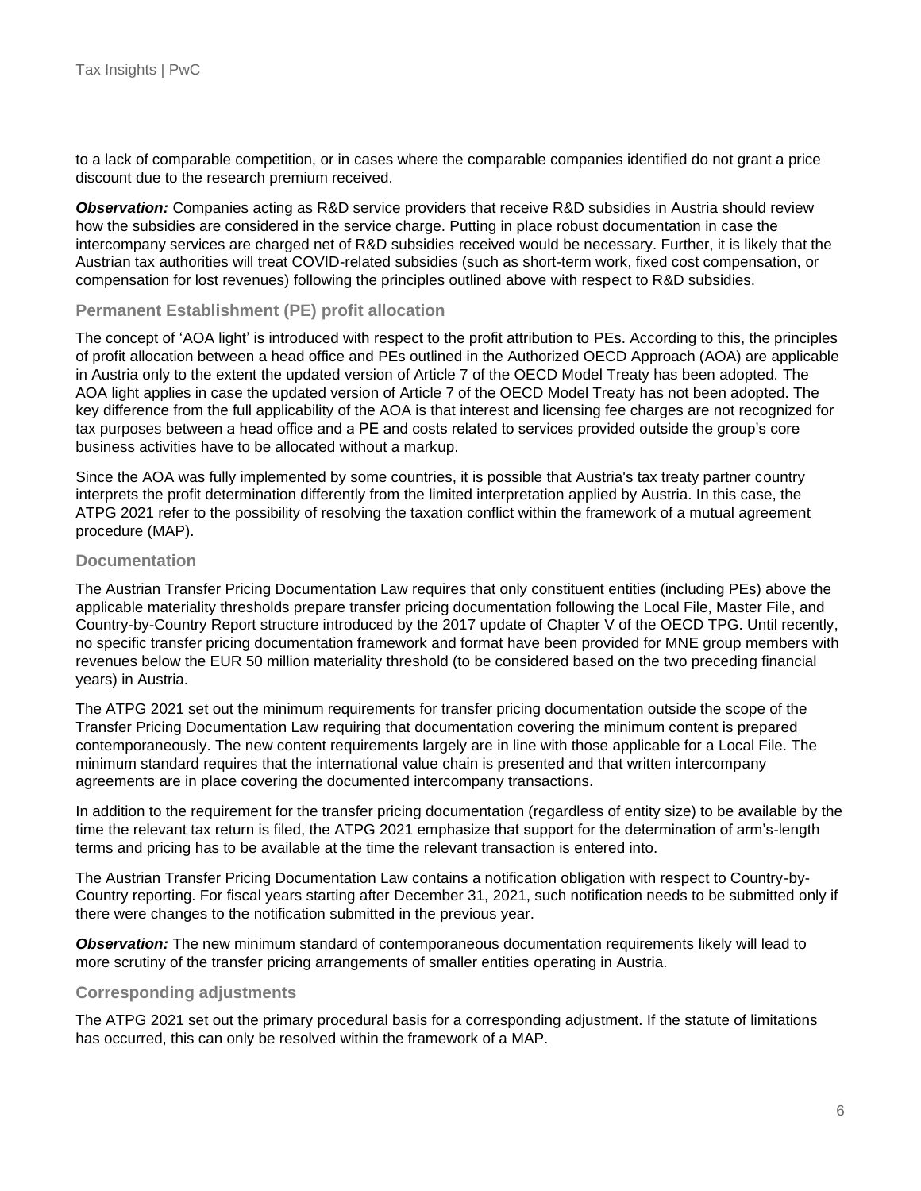to a lack of comparable competition, or in cases where the comparable companies identified do not grant a price discount due to the research premium received.

***Observation:*** Companies acting as R&D service providers that receive R&D subsidies in Austria should review how the subsidies are considered in the service charge. Putting in place robust documentation in case the intercompany services are charged net of R&D subsidies received would be necessary. Further, it is likely that the Austrian tax authorities will treat COVID-related subsidies (such as short-term work, fixed cost compensation, or compensation for lost revenues) following the principles outlined above with respect to R&D subsidies.

### Permanent Establishment (PE) profit allocation

The concept of 'AOA light' is introduced with respect to the profit attribution to PEs. According to this, the principles of profit allocation between a head office and PEs outlined in the Authorized OECD Approach (AOA) are applicable in Austria only to the extent the updated version of Article 7 of the OECD Model Treaty has been adopted. The AOA light applies in case the updated version of Article 7 of the OECD Model Treaty has not been adopted. The key difference from the full applicability of the AOA is that interest and licensing fee charges are not recognized for tax purposes between a head office and a PE and costs related to services provided outside the group's core business activities have to be allocated without a markup.

Since the AOA was fully implemented by some countries, it is possible that Austria's tax treaty partner country interprets the profit determination differently from the limited interpretation applied by Austria. In this case, the ATPG 2021 refer to the possibility of resolving the taxation conflict within the framework of a mutual agreement procedure (MAP).

### Documentation

The Austrian Transfer Pricing Documentation Law requires that only constituent entities (including PEs) above the applicable materiality thresholds prepare transfer pricing documentation following the Local File, Master File, and Country-by-Country Report structure introduced by the 2017 update of Chapter V of the OECD TPG. Until recently, no specific transfer pricing documentation framework and format have been provided for MNE group members with revenues below the EUR 50 million materiality threshold (to be considered based on the two preceding financial years) in Austria.

The ATPG 2021 set out the minimum requirements for transfer pricing documentation outside the scope of the Transfer Pricing Documentation Law requiring that documentation covering the minimum content is prepared contemporaneously. The new content requirements largely are in line with those applicable for a Local File. The minimum standard requires that the international value chain is presented and that written intercompany agreements are in place covering the documented intercompany transactions.

In addition to the requirement for the transfer pricing documentation (regardless of entity size) to be available by the time the relevant tax return is filed, the ATPG 2021 emphasize that support for the determination of arm's-length terms and pricing has to be available at the time the relevant transaction is entered into.

The Austrian Transfer Pricing Documentation Law contains a notification obligation with respect to Country-by-Country reporting. For fiscal years starting after December 31, 2021, such notification needs to be submitted only if there were changes to the notification submitted in the previous year.

***Observation:*** The new minimum standard of contemporaneous documentation requirements likely will lead to more scrutiny of the transfer pricing arrangements of smaller entities operating in Austria.

### Corresponding adjustments

The ATPG 2021 set out the primary procedural basis for a corresponding adjustment. If the statute of limitations has occurred, this can only be resolved within the framework of a MAP.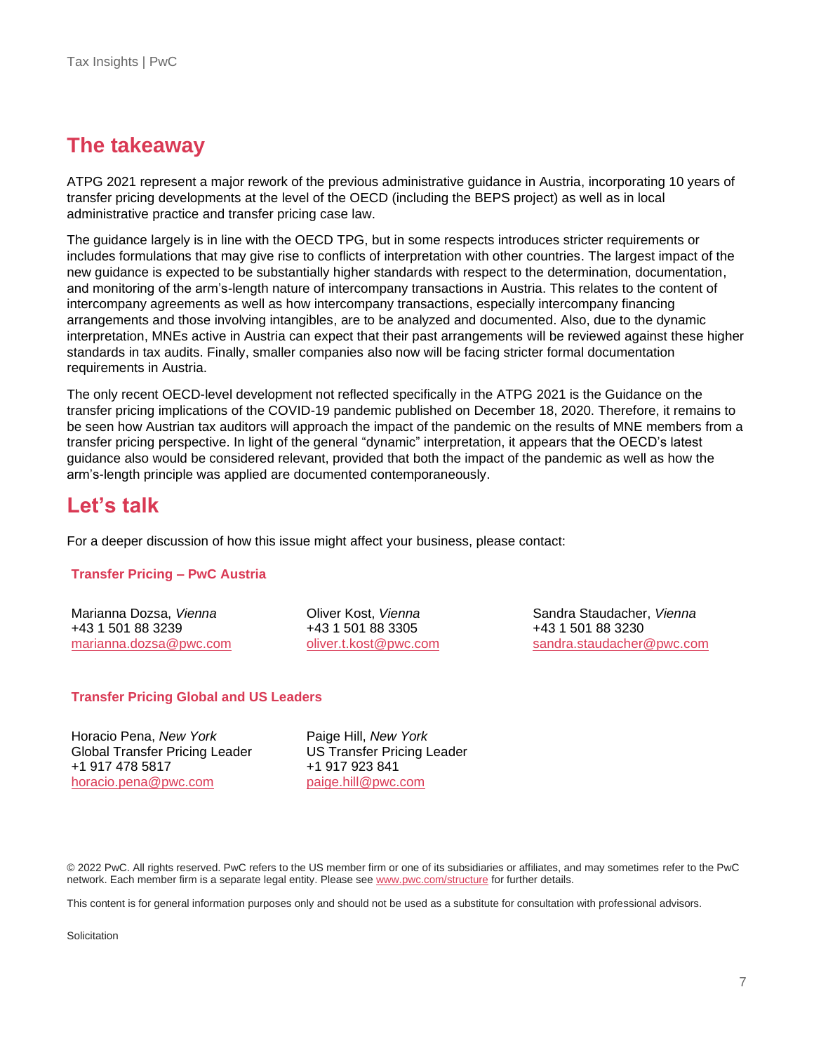## The takeaway

ATPG 2021 represent a major rework of the previous administrative guidance in Austria, incorporating 10 years of transfer pricing developments at the level of the OECD (including the BEPS project) as well as in local administrative practice and transfer pricing case law.

The guidance largely is in line with the OECD TPG, but in some respects introduces stricter requirements or includes formulations that may give rise to conflicts of interpretation with other countries. The largest impact of the new guidance is expected to be substantially higher standards with respect to the determination, documentation, and monitoring of the arm's-length nature of intercompany transactions in Austria. This relates to the content of intercompany agreements as well as how intercompany transactions, especially intercompany financing arrangements and those involving intangibles, are to be analyzed and documented. Also, due to the dynamic interpretation, MNEs active in Austria can expect that their past arrangements will be reviewed against these higher standards in tax audits. Finally, smaller companies also now will be facing stricter formal documentation requirements in Austria.

The only recent OECD-level development not reflected specifically in the ATPG 2021 is the Guidance on the transfer pricing implications of the COVID-19 pandemic published on December 18, 2020. Therefore, it remains to be seen how Austrian tax auditors will approach the impact of the pandemic on the results of MNE members from a transfer pricing perspective. In light of the general "dynamic" interpretation, it appears that the OECD's latest guidance also would be considered relevant, provided that both the impact of the pandemic as well as how the arm's-length principle was applied are documented contemporaneously.

## Let's talk

For a deeper discussion of how this issue might affect your business, please contact:

**Transfer Pricing – PwC Austria**

Marianna Dozsa, *Vienna*
+43 1 501 88 3239
marianna.dozsa@pwc.com

Oliver Kost, *Vienna*
+43 1 501 88 3305
oliver.t.kost@pwc.com

Sandra Staudacher, *Vienna*
+43 1 501 88 3230
sandra.staudacher@pwc.com

**Transfer Pricing Global and US Leaders**

Horacio Pena, *New York*
Global Transfer Pricing Leader
+1 917 478 5817
horacio.pena@pwc.com

Paige Hill, *New York*
US Transfer Pricing Leader
+1 917 923 841
paige.hill@pwc.com

© 2022 PwC. All rights reserved. PwC refers to the US member firm or one of its subsidiaries or affiliates, and may sometimes refer to the PwC network. Each member firm is a separate legal entity. Please see www.pwc.com/structure for further details.

This content is for general information purposes only and should not be used as a substitute for consultation with professional advisors.

Solicitation